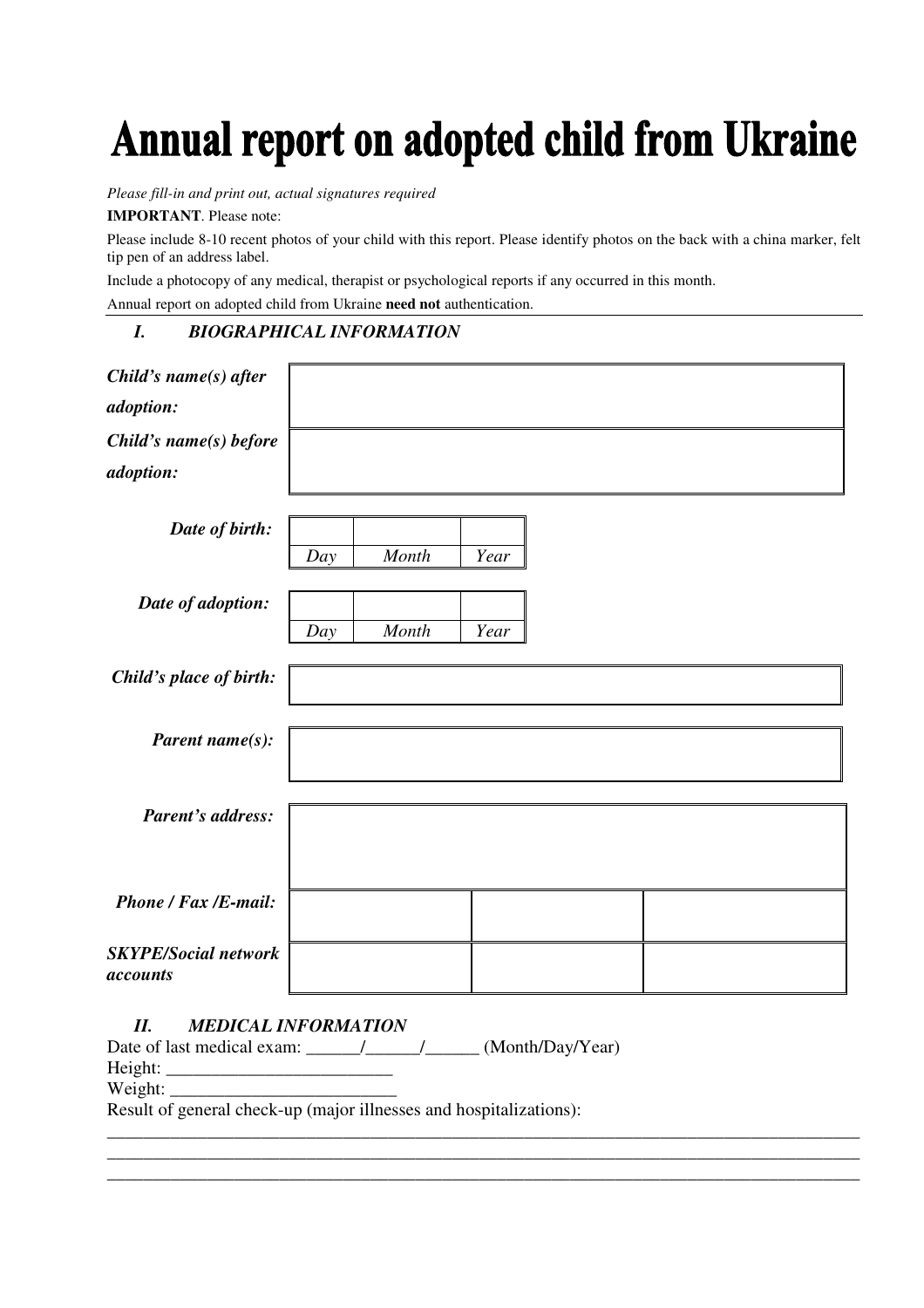# Annual report on adopted child from Ukraine

*Please fill-in and print out, actual signatures required*

**IMPORTANT**. Please note:

Please include 8-10 recent photos of your child with this report. Please identify photos on the back with a china marker, felt tip pen of an address label.

Include a photocopy of any medical, therapist or psychological reports if any occurred in this month.

Annual report on adopted child from Ukraine **need not** authentication.

## *I. BIOGRAPHICAL INFORMATION*

| | |
|---|---|
| ***Child's name(s) after adoption:*** | |
| ***Child's name(s) before adoption:*** | |

***Date of birth:***

| | | |
|---|---|---|
| | | |
| *Day* | *Month* | *Year* |

***Date of adoption:***

| | | |
|---|---|---|
| | | |
| *Day* | *Month* | *Year* |

| | |
|---|---|
| ***Child's place of birth:*** | |
| ***Parent name(s):*** | |
| ***Parent's address:*** | |

| | | | |
|---|---|---|---|
| ***Phone / Fax /E-mail:*** | | | |
| ***SKYPE/Social network accounts*** | | | |

## *II. MEDICAL INFORMATION*

Date of last medical exam: ______/______/______ (Month/Day/Year)

Height: _________________________

Weight: _________________________

Result of general check-up (major illnesses and hospitalizations):

_______________________________________________________________________________________

_______________________________________________________________________________________

_______________________________________________________________________________________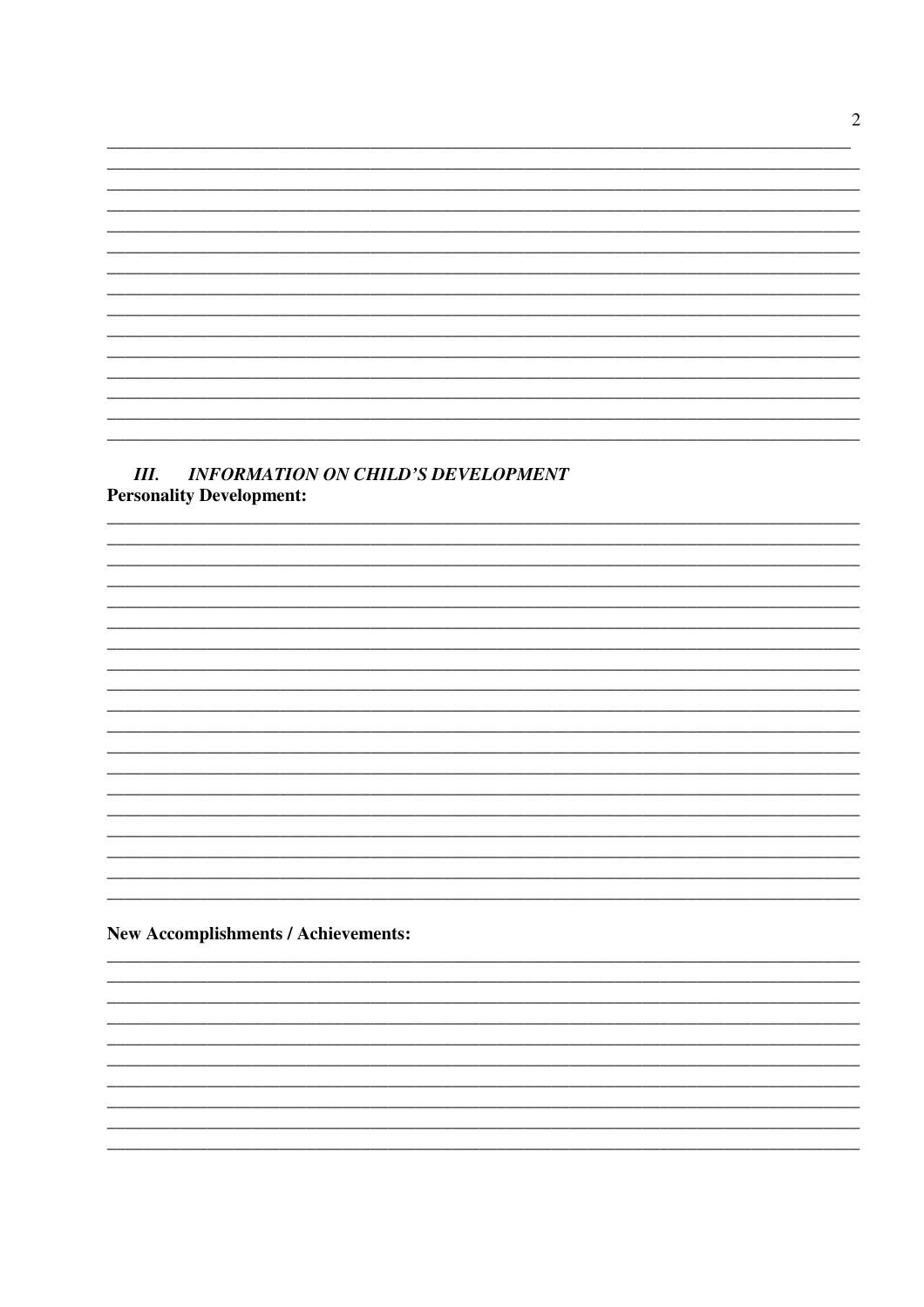### III. *INFORMATION ON CHILD'S DEVELOPMENT*

**Personality Development:**

**New Accomplishments / Achievements:**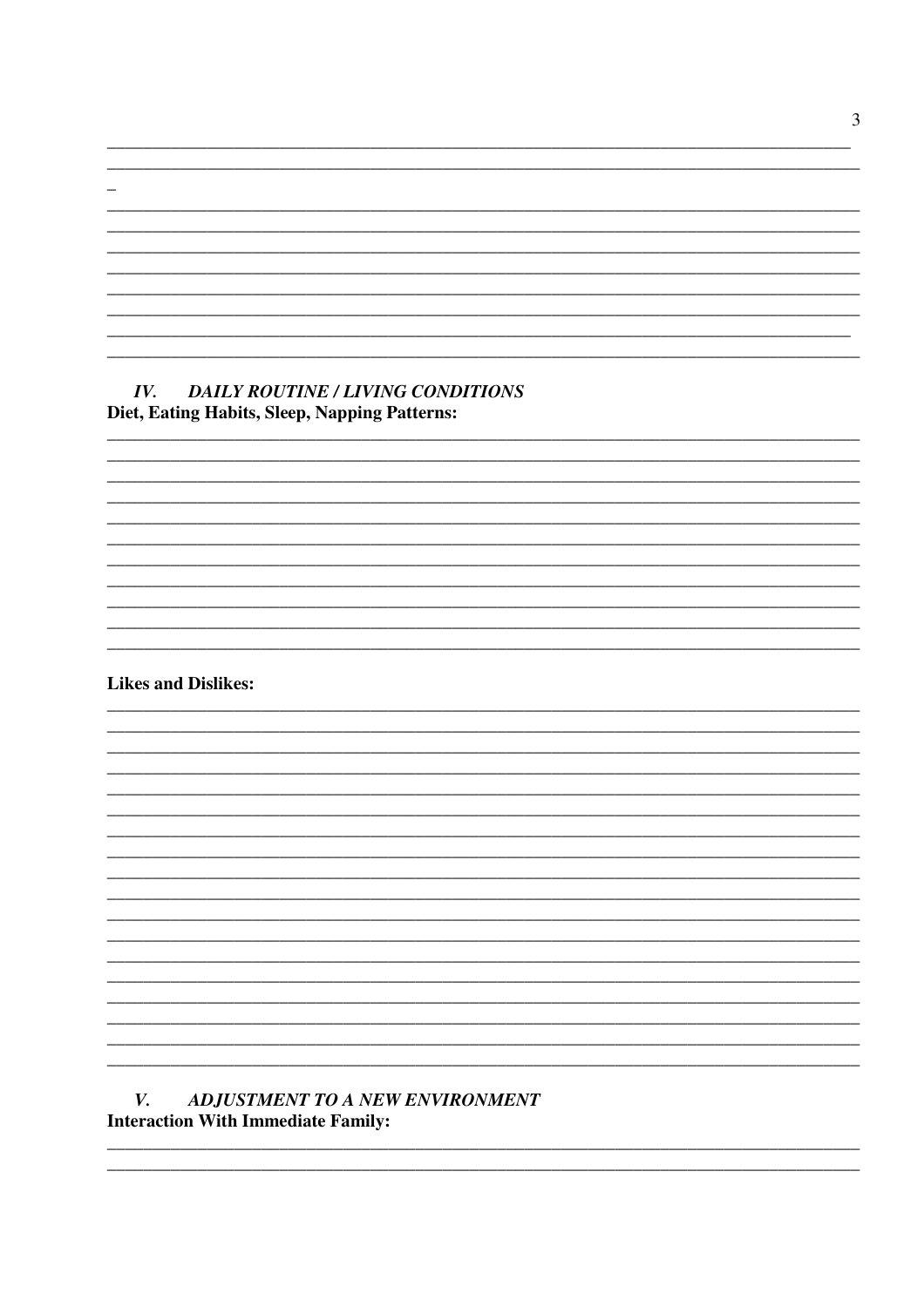## IV. *DAILY ROUTINE / LIVING CONDITIONS*

**Diet, Eating Habits, Sleep, Napping Patterns:**

**Likes and Dislikes:**

## V. *ADJUSTMENT TO A NEW ENVIRONMENT*

**Interaction With Immediate Family:**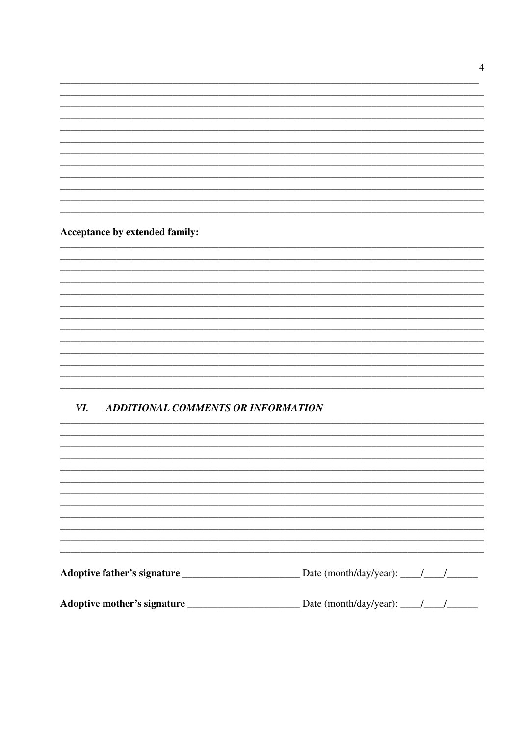**Acceptance by extended family:**

### VI. *ADDITIONAL COMMENTS OR INFORMATION*

**Adoptive father's signature** _______________________ Date (month/day/year): ____/____/______

**Adoptive mother's signature** _____________________ Date (month/day/year): ____/____/______